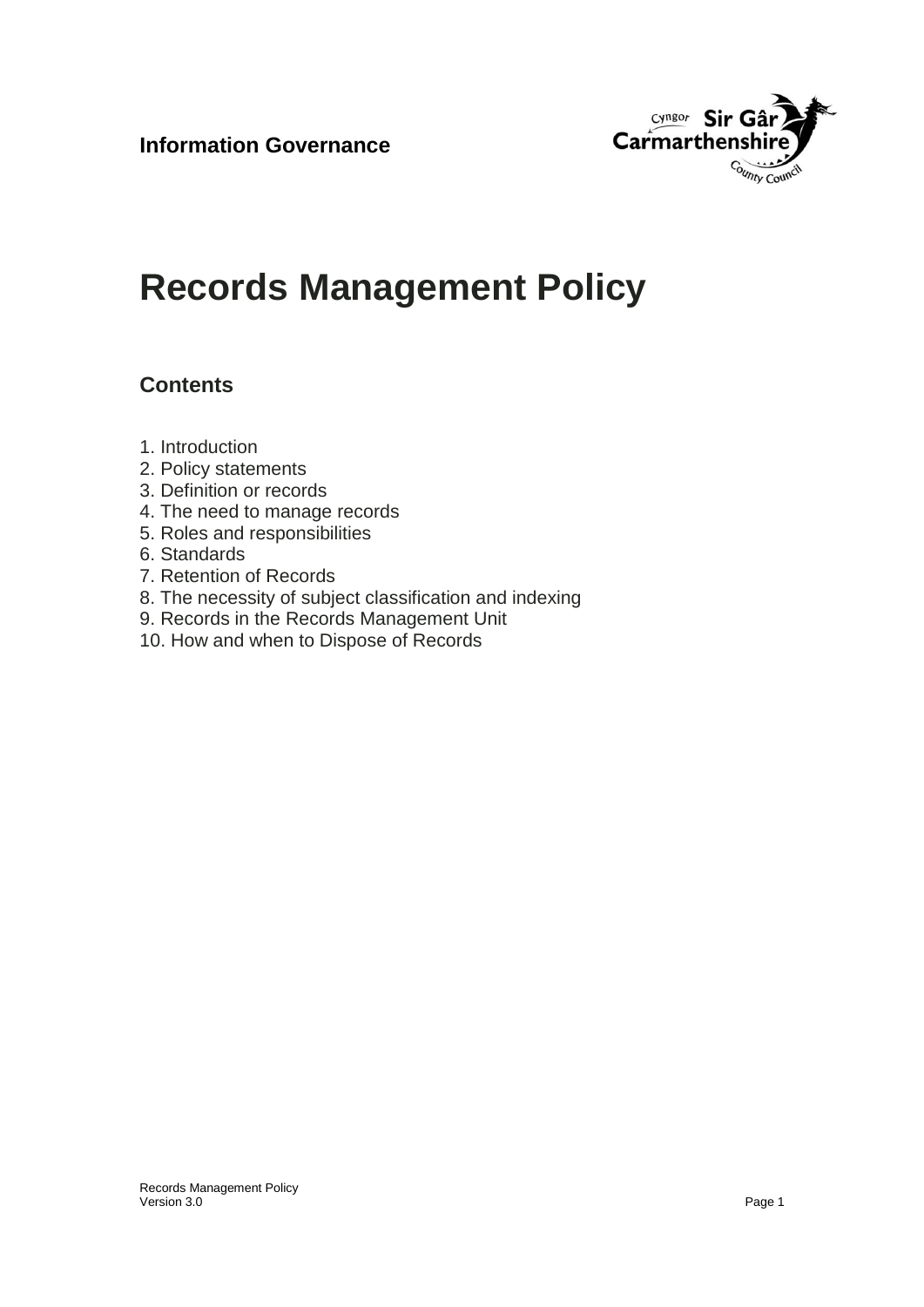**Information Governance**

# Records Management Policy

## Contents

1. Introduction
2. Policy statements
3. Definition or records
4. The need to manage records
5. Roles and responsibilities
6. Standards
7. Retention of Records
8. The necessity of subject classification and indexing
9. Records in the Records Management Unit
10. How and when to Dispose of Records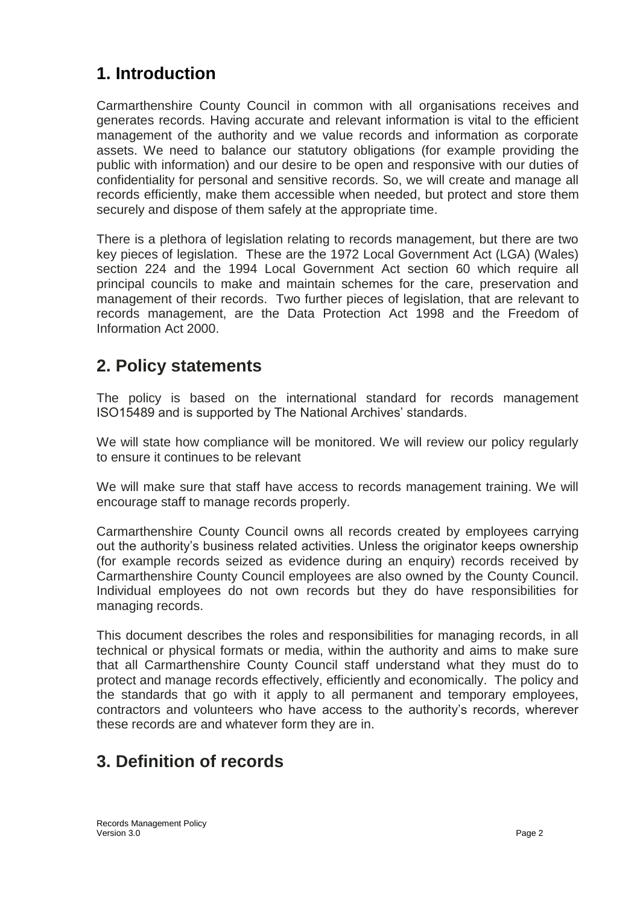## 1. Introduction

Carmarthenshire County Council in common with all organisations receives and generates records. Having accurate and relevant information is vital to the efficient management of the authority and we value records and information as corporate assets. We need to balance our statutory obligations (for example providing the public with information) and our desire to be open and responsive with our duties of confidentiality for personal and sensitive records. So, we will create and manage all records efficiently, make them accessible when needed, but protect and store them securely and dispose of them safely at the appropriate time.

There is a plethora of legislation relating to records management, but there are two key pieces of legislation. These are the 1972 Local Government Act (LGA) (Wales) section 224 and the 1994 Local Government Act section 60 which require all principal councils to make and maintain schemes for the care, preservation and management of their records. Two further pieces of legislation, that are relevant to records management, are the Data Protection Act 1998 and the Freedom of Information Act 2000.

## 2. Policy statements

The policy is based on the international standard for records management ISO15489 and is supported by The National Archives' standards.

We will state how compliance will be monitored. We will review our policy regularly to ensure it continues to be relevant

We will make sure that staff have access to records management training. We will encourage staff to manage records properly.

Carmarthenshire County Council owns all records created by employees carrying out the authority's business related activities. Unless the originator keeps ownership (for example records seized as evidence during an enquiry) records received by Carmarthenshire County Council employees are also owned by the County Council. Individual employees do not own records but they do have responsibilities for managing records.

This document describes the roles and responsibilities for managing records, in all technical or physical formats or media, within the authority and aims to make sure that all Carmarthenshire County Council staff understand what they must do to protect and manage records effectively, efficiently and economically. The policy and the standards that go with it apply to all permanent and temporary employees, contractors and volunteers who have access to the authority's records, wherever these records are and whatever form they are in.

## 3. Definition of records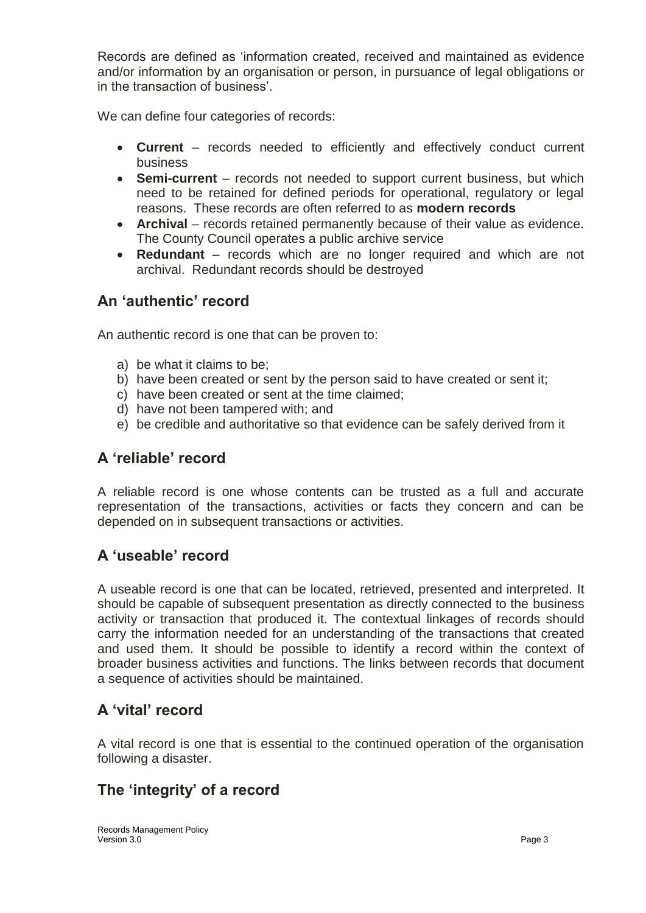Records are defined as 'information created, received and maintained as evidence and/or information by an organisation or person, in pursuance of legal obligations or in the transaction of business'.

We can define four categories of records:

- **Current** – records needed to efficiently and effectively conduct current business
- **Semi-current** – records not needed to support current business, but which need to be retained for defined periods for operational, regulatory or legal reasons. These records are often referred to as **modern records**
- **Archival** – records retained permanently because of their value as evidence. The County Council operates a public archive service
- **Redundant** – records which are no longer required and which are not archival. Redundant records should be destroyed

## An 'authentic' record

An authentic record is one that can be proven to:

a) be what it claims to be;
b) have been created or sent by the person said to have created or sent it;
c) have been created or sent at the time claimed;
d) have not been tampered with; and
e) be credible and authoritative so that evidence can be safely derived from it

## A 'reliable' record

A reliable record is one whose contents can be trusted as a full and accurate representation of the transactions, activities or facts they concern and can be depended on in subsequent transactions or activities.

## A 'useable' record

A useable record is one that can be located, retrieved, presented and interpreted. It should be capable of subsequent presentation as directly connected to the business activity or transaction that produced it. The contextual linkages of records should carry the information needed for an understanding of the transactions that created and used them. It should be possible to identify a record within the context of broader business activities and functions. The links between records that document a sequence of activities should be maintained.

## A 'vital' record

A vital record is one that is essential to the continued operation of the organisation following a disaster.

## The 'integrity' of a record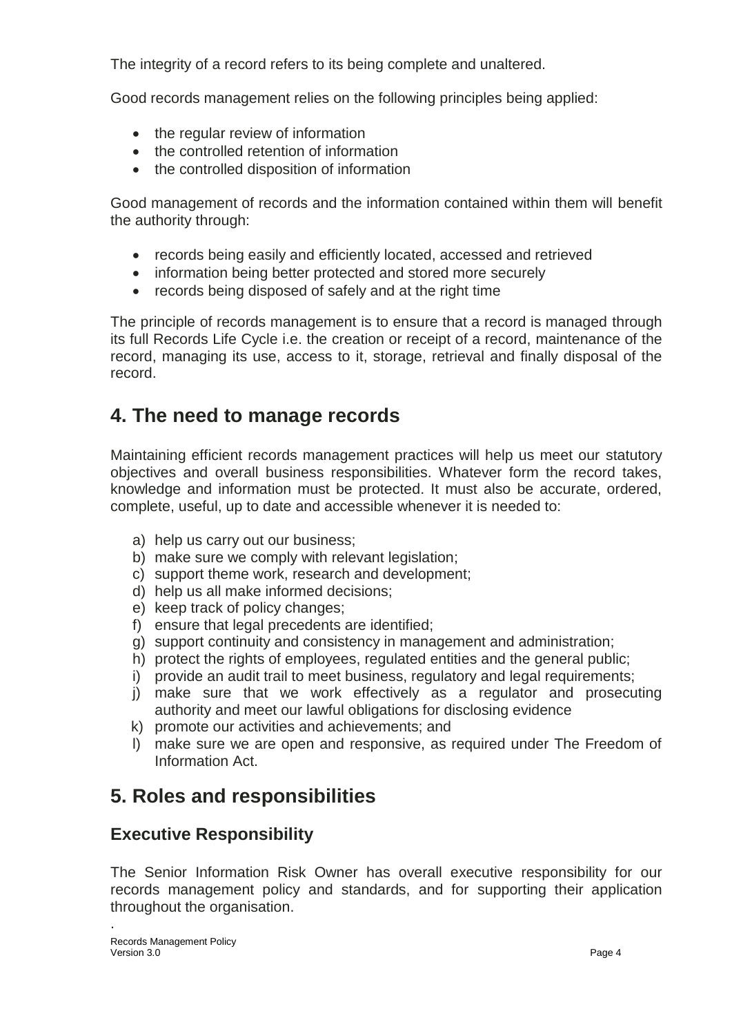The integrity of a record refers to its being complete and unaltered.

Good records management relies on the following principles being applied:

- the regular review of information
- the controlled retention of information
- the controlled disposition of information

Good management of records and the information contained within them will benefit the authority through:

- records being easily and efficiently located, accessed and retrieved
- information being better protected and stored more securely
- records being disposed of safely and at the right time

The principle of records management is to ensure that a record is managed through its full Records Life Cycle i.e. the creation or receipt of a record, maintenance of the record, managing its use, access to it, storage, retrieval and finally disposal of the record.

## 4. The need to manage records

Maintaining efficient records management practices will help us meet our statutory objectives and overall business responsibilities. Whatever form the record takes, knowledge and information must be protected. It must also be accurate, ordered, complete, useful, up to date and accessible whenever it is needed to:

a) help us carry out our business;
b) make sure we comply with relevant legislation;
c) support theme work, research and development;
d) help us all make informed decisions;
e) keep track of policy changes;
f) ensure that legal precedents are identified;
g) support continuity and consistency in management and administration;
h) protect the rights of employees, regulated entities and the general public;
i) provide an audit trail to meet business, regulatory and legal requirements;
j) make sure that we work effectively as a regulator and prosecuting authority and meet our lawful obligations for disclosing evidence
k) promote our activities and achievements; and
l) make sure we are open and responsive, as required under The Freedom of Information Act.

## 5. Roles and responsibilities

### Executive Responsibility

The Senior Information Risk Owner has overall executive responsibility for our records management policy and standards, and for supporting their application throughout the organisation.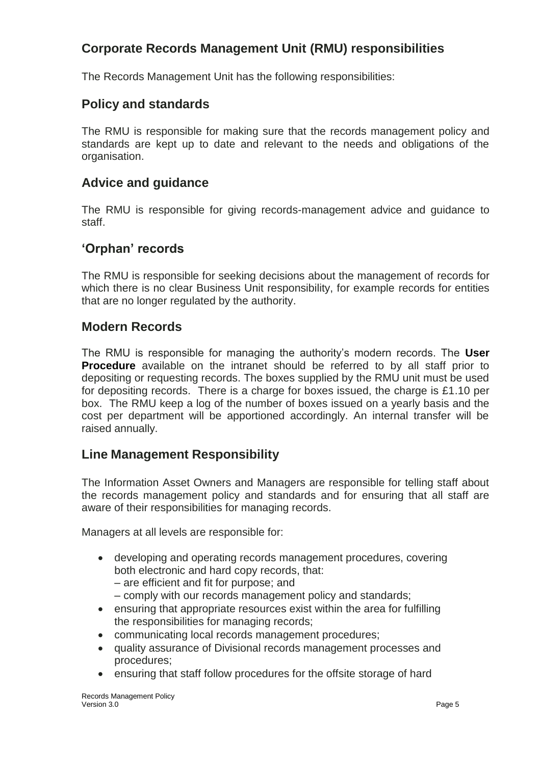## Corporate Records Management Unit (RMU) responsibilities

The Records Management Unit has the following responsibilities:

### Policy and standards

The RMU is responsible for making sure that the records management policy and standards are kept up to date and relevant to the needs and obligations of the organisation.

### Advice and guidance

The RMU is responsible for giving records-management advice and guidance to staff.

### 'Orphan' records

The RMU is responsible for seeking decisions about the management of records for which there is no clear Business Unit responsibility, for example records for entities that are no longer regulated by the authority.

### Modern Records

The RMU is responsible for managing the authority's modern records. The **User Procedure** available on the intranet should be referred to by all staff prior to depositing or requesting records. The boxes supplied by the RMU unit must be used for depositing records. There is a charge for boxes issued, the charge is £1.10 per box. The RMU keep a log of the number of boxes issued on a yearly basis and the cost per department will be apportioned accordingly. An internal transfer will be raised annually.

## Line Management Responsibility

The Information Asset Owners and Managers are responsible for telling staff about the records management policy and standards and for ensuring that all staff are aware of their responsibilities for managing records.

Managers at all levels are responsible for:

- developing and operating records management procedures, covering both electronic and hard copy records, that:
  – are efficient and fit for purpose; and
  – comply with our records management policy and standards;
- ensuring that appropriate resources exist within the area for fulfilling the responsibilities for managing records;
- communicating local records management procedures;
- quality assurance of Divisional records management processes and procedures;
- ensuring that staff follow procedures for the offsite storage of hard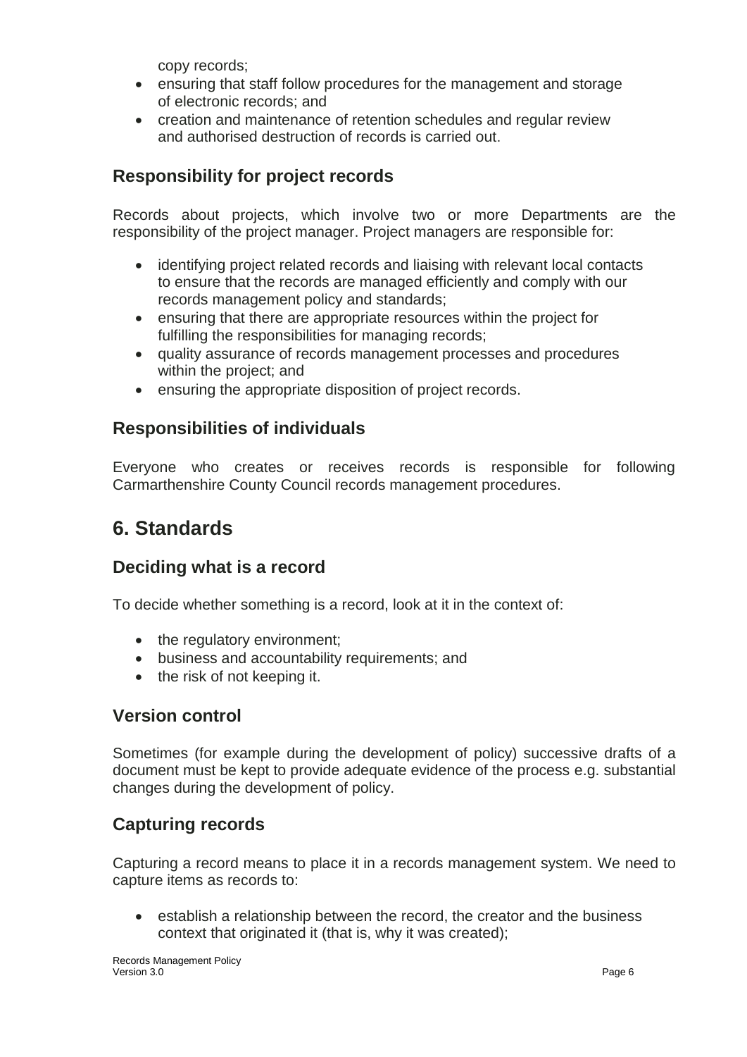copy records;

- ensuring that staff follow procedures for the management and storage of electronic records; and
- creation and maintenance of retention schedules and regular review and authorised destruction of records is carried out.

### Responsibility for project records

Records about projects, which involve two or more Departments are the responsibility of the project manager. Project managers are responsible for:

- identifying project related records and liaising with relevant local contacts to ensure that the records are managed efficiently and comply with our records management policy and standards;
- ensuring that there are appropriate resources within the project for fulfilling the responsibilities for managing records;
- quality assurance of records management processes and procedures within the project; and
- ensuring the appropriate disposition of project records.

### Responsibilities of individuals

Everyone who creates or receives records is responsible for following Carmarthenshire County Council records management procedures.

## 6. Standards

### Deciding what is a record

To decide whether something is a record, look at it in the context of:

- the regulatory environment;
- business and accountability requirements; and
- the risk of not keeping it.

### Version control

Sometimes (for example during the development of policy) successive drafts of a document must be kept to provide adequate evidence of the process e.g. substantial changes during the development of policy.

### Capturing records

Capturing a record means to place it in a records management system. We need to capture items as records to:

- establish a relationship between the record, the creator and the business context that originated it (that is, why it was created);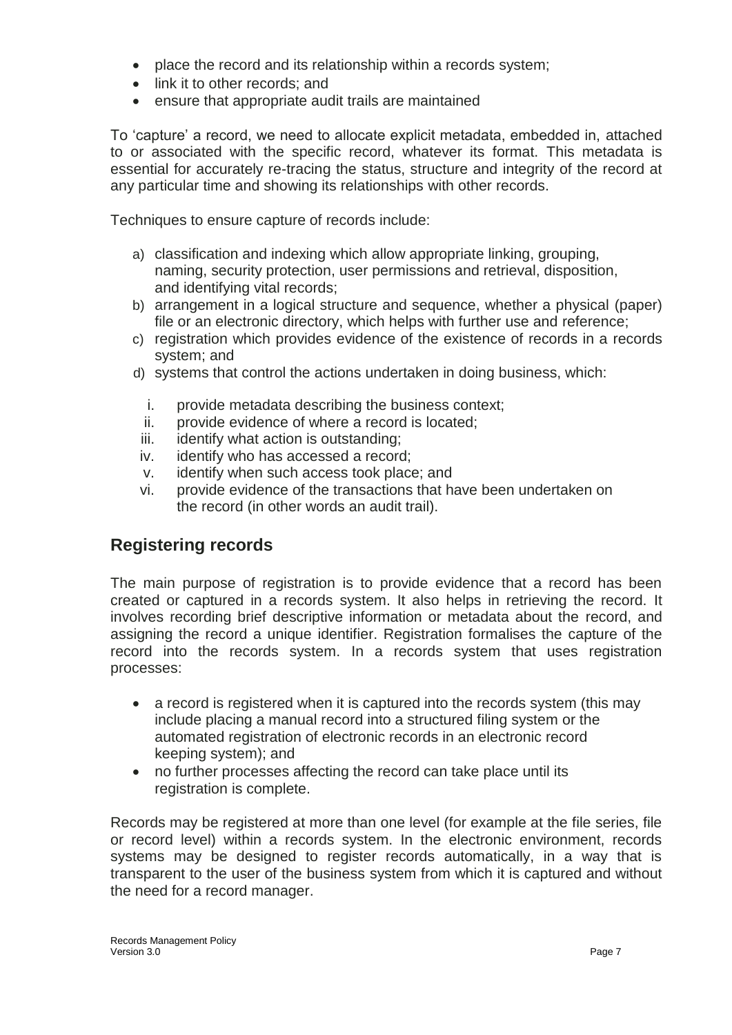- place the record and its relationship within a records system;
- link it to other records; and
- ensure that appropriate audit trails are maintained

To 'capture' a record, we need to allocate explicit metadata, embedded in, attached to or associated with the specific record, whatever its format. This metadata is essential for accurately re-tracing the status, structure and integrity of the record at any particular time and showing its relationships with other records.

Techniques to ensure capture of records include:

a) classification and indexing which allow appropriate linking, grouping, naming, security protection, user permissions and retrieval, disposition, and identifying vital records;
b) arrangement in a logical structure and sequence, whether a physical (paper) file or an electronic directory, which helps with further use and reference;
c) registration which provides evidence of the existence of records in a records system; and
d) systems that control the actions undertaken in doing business, which:

    i. provide metadata describing the business context;
    ii. provide evidence of where a record is located;
    iii. identify what action is outstanding;
    iv. identify who has accessed a record;
    v. identify when such access took place; and
    vi. provide evidence of the transactions that have been undertaken on the record (in other words an audit trail).

## Registering records

The main purpose of registration is to provide evidence that a record has been created or captured in a records system. It also helps in retrieving the record. It involves recording brief descriptive information or metadata about the record, and assigning the record a unique identifier. Registration formalises the capture of the record into the records system. In a records system that uses registration processes:

- a record is registered when it is captured into the records system (this may include placing a manual record into a structured filing system or the automated registration of electronic records in an electronic record keeping system); and
- no further processes affecting the record can take place until its registration is complete.

Records may be registered at more than one level (for example at the file series, file or record level) within a records system. In the electronic environment, records systems may be designed to register records automatically, in a way that is transparent to the user of the business system from which it is captured and without the need for a record manager.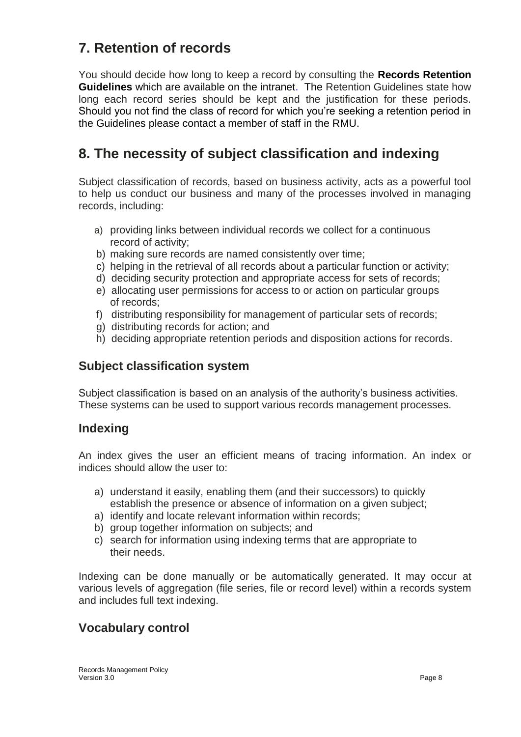## 7. Retention of records

You should decide how long to keep a record by consulting the **Records Retention Guidelines** which are available on the intranet. The Retention Guidelines state how long each record series should be kept and the justification for these periods. Should you not find the class of record for which you're seeking a retention period in the Guidelines please contact a member of staff in the RMU.

## 8. The necessity of subject classification and indexing

Subject classification of records, based on business activity, acts as a powerful tool to help us conduct our business and many of the processes involved in managing records, including:

a) providing links between individual records we collect for a continuous record of activity;
b) making sure records are named consistently over time;
c) helping in the retrieval of all records about a particular function or activity;
d) deciding security protection and appropriate access for sets of records;
e) allocating user permissions for access to or action on particular groups of records;
f) distributing responsibility for management of particular sets of records;
g) distributing records for action; and
h) deciding appropriate retention periods and disposition actions for records.

### Subject classification system

Subject classification is based on an analysis of the authority's business activities. These systems can be used to support various records management processes.

### Indexing

An index gives the user an efficient means of tracing information. An index or indices should allow the user to:

a) understand it easily, enabling them (and their successors) to quickly establish the presence or absence of information on a given subject;
a) identify and locate relevant information within records;
b) group together information on subjects; and
c) search for information using indexing terms that are appropriate to their needs.

Indexing can be done manually or be automatically generated. It may occur at various levels of aggregation (file series, file or record level) within a records system and includes full text indexing.

### Vocabulary control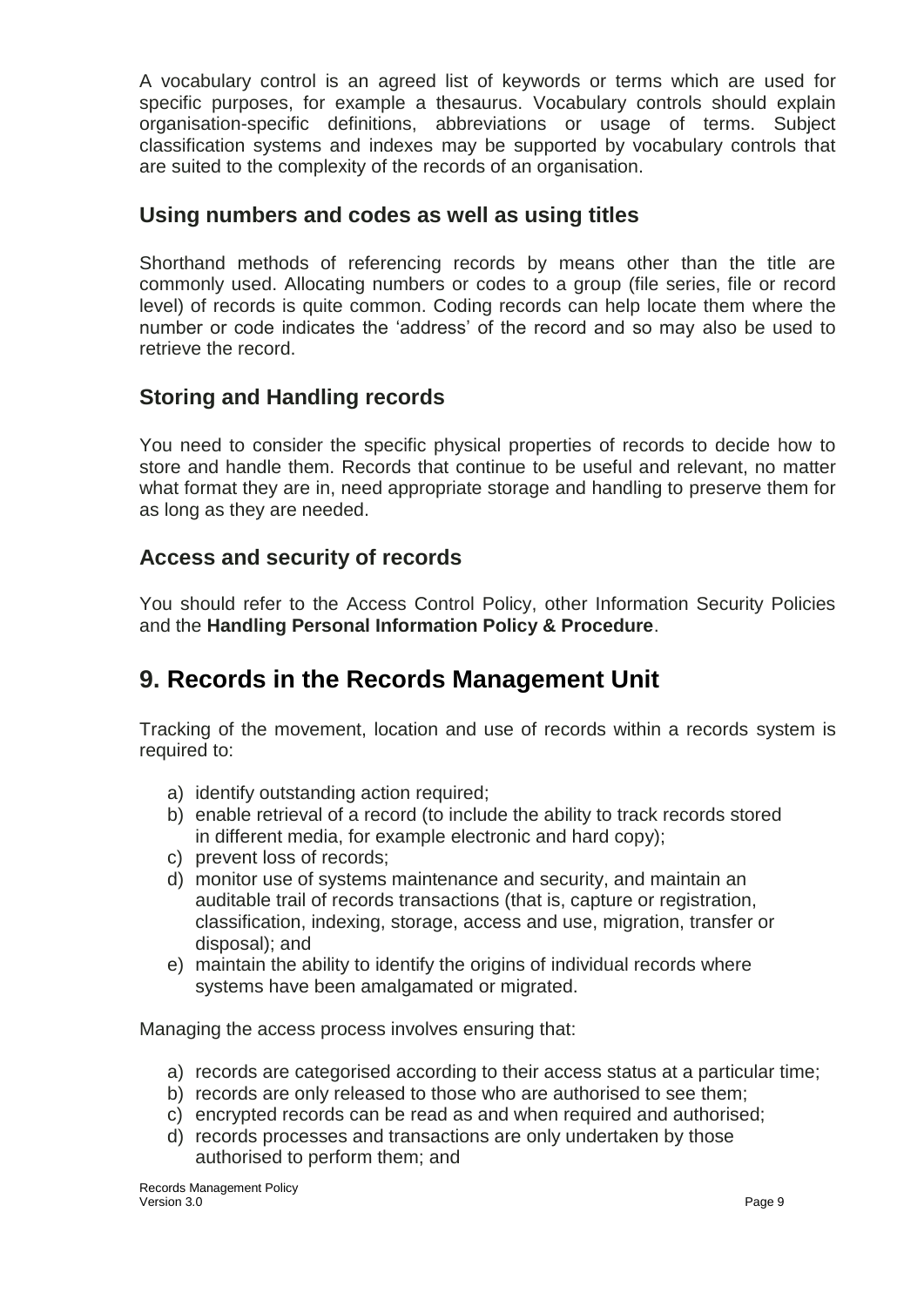A vocabulary control is an agreed list of keywords or terms which are used for specific purposes, for example a thesaurus. Vocabulary controls should explain organisation-specific definitions, abbreviations or usage of terms. Subject classification systems and indexes may be supported by vocabulary controls that are suited to the complexity of the records of an organisation.

### Using numbers and codes as well as using titles

Shorthand methods of referencing records by means other than the title are commonly used. Allocating numbers or codes to a group (file series, file or record level) of records is quite common. Coding records can help locate them where the number or code indicates the 'address' of the record and so may also be used to retrieve the record.

### Storing and Handling records

You need to consider the specific physical properties of records to decide how to store and handle them. Records that continue to be useful and relevant, no matter what format they are in, need appropriate storage and handling to preserve them for as long as they are needed.

### Access and security of records

You should refer to the Access Control Policy, other Information Security Policies and the **Handling Personal Information Policy & Procedure**.

## 9. Records in the Records Management Unit

Tracking of the movement, location and use of records within a records system is required to:

a) identify outstanding action required;
b) enable retrieval of a record (to include the ability to track records stored in different media, for example electronic and hard copy);
c) prevent loss of records;
d) monitor use of systems maintenance and security, and maintain an auditable trail of records transactions (that is, capture or registration, classification, indexing, storage, access and use, migration, transfer or disposal); and
e) maintain the ability to identify the origins of individual records where systems have been amalgamated or migrated.

Managing the access process involves ensuring that:

a) records are categorised according to their access status at a particular time;
b) records are only released to those who are authorised to see them;
c) encrypted records can be read as and when required and authorised;
d) records processes and transactions are only undertaken by those authorised to perform them; and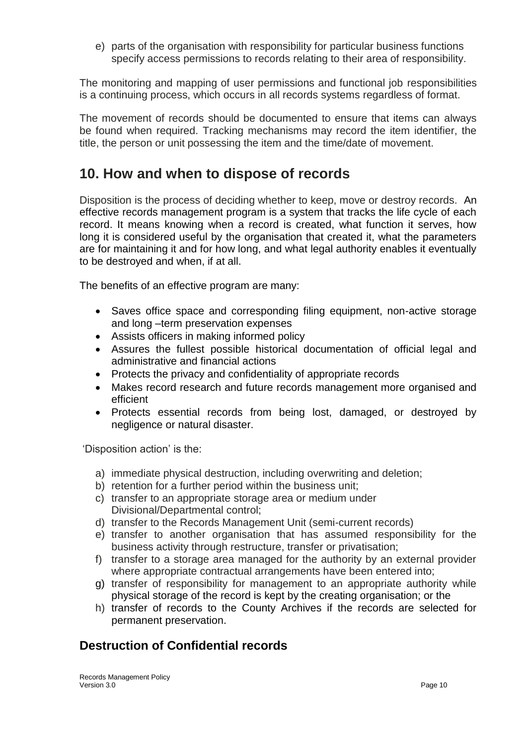e) parts of the organisation with responsibility for particular business functions specify access permissions to records relating to their area of responsibility.

The monitoring and mapping of user permissions and functional job responsibilities is a continuing process, which occurs in all records systems regardless of format.

The movement of records should be documented to ensure that items can always be found when required. Tracking mechanisms may record the item identifier, the title, the person or unit possessing the item and the time/date of movement.

## 10. How and when to dispose of records

Disposition is the process of deciding whether to keep, move or destroy records. An effective records management program is a system that tracks the life cycle of each record. It means knowing when a record is created, what function it serves, how long it is considered useful by the organisation that created it, what the parameters are for maintaining it and for how long, and what legal authority enables it eventually to be destroyed and when, if at all.

The benefits of an effective program are many:

- Saves office space and corresponding filing equipment, non-active storage and long –term preservation expenses
- Assists officers in making informed policy
- Assures the fullest possible historical documentation of official legal and administrative and financial actions
- Protects the privacy and confidentiality of appropriate records
- Makes record research and future records management more organised and efficient
- Protects essential records from being lost, damaged, or destroyed by negligence or natural disaster.

'Disposition action' is the:

a) immediate physical destruction, including overwriting and deletion;
b) retention for a further period within the business unit;
c) transfer to an appropriate storage area or medium under Divisional/Departmental control;
d) transfer to the Records Management Unit (semi-current records)
e) transfer to another organisation that has assumed responsibility for the business activity through restructure, transfer or privatisation;
f) transfer to a storage area managed for the authority by an external provider where appropriate contractual arrangements have been entered into;
g) transfer of responsibility for management to an appropriate authority while physical storage of the record is kept by the creating organisation; or the
h) transfer of records to the County Archives if the records are selected for permanent preservation.

### Destruction of Confidential records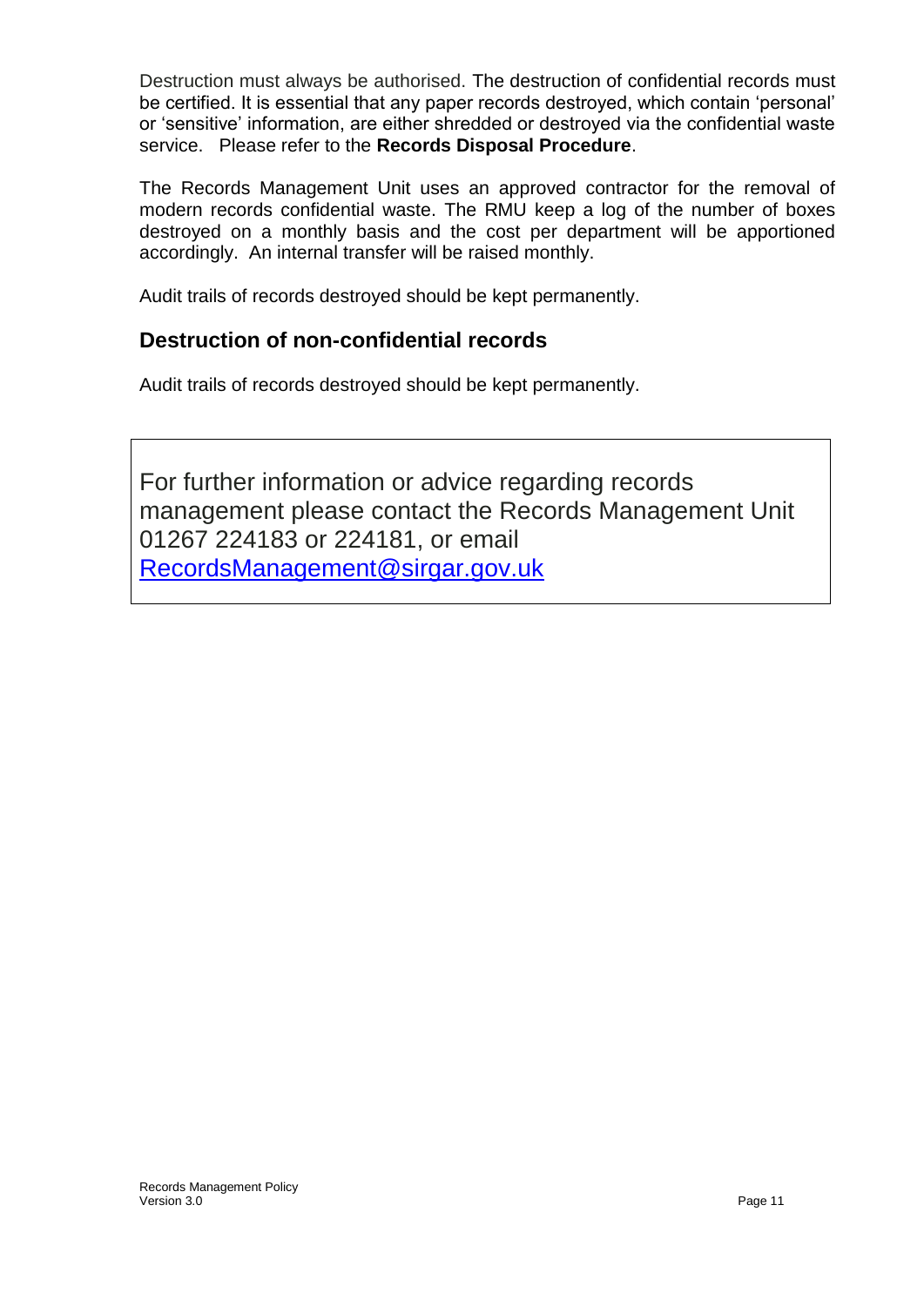Destruction must always be authorised. The destruction of confidential records must be certified. It is essential that any paper records destroyed, which contain 'personal' or 'sensitive' information, are either shredded or destroyed via the confidential waste service. Please refer to the **Records Disposal Procedure**.

The Records Management Unit uses an approved contractor for the removal of modern records confidential waste. The RMU keep a log of the number of boxes destroyed on a monthly basis and the cost per department will be apportioned accordingly. An internal transfer will be raised monthly.

Audit trails of records destroyed should be kept permanently.

## Destruction of non-confidential records

Audit trails of records destroyed should be kept permanently.

For further information or advice regarding records management please contact the Records Management Unit 01267 224183 or 224181, or email RecordsManagement@sirgar.gov.uk